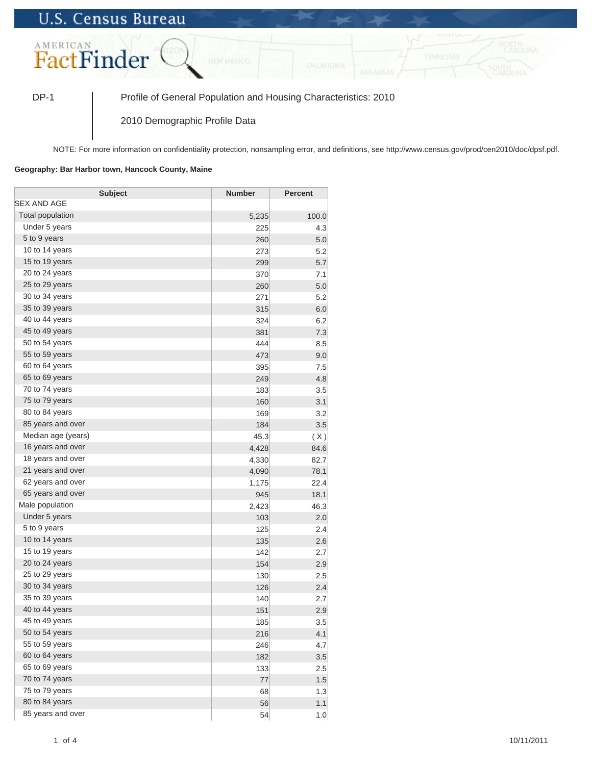U.S. Census Bureau

AMERICAN FactFinder

DP-1 | Profile of General Population and Housing Characteristics: 2010

2010 Demographic Profile Data

NOTE: For more information on confidentiality protection, nonsampling error, and definitions, see http://www.census.gov/prod/cen2010/doc/dpsf.pdf.

**Geography: Bar Harbor town, Hancock County, Maine**

| Subject | Number | Percent |
|---|---|---|
| SEX AND AGE | | |
| Total population | 5,235 | 100.0 |
| Under 5 years | 225 | 4.3 |
| 5 to 9 years | 260 | 5.0 |
| 10 to 14 years | 273 | 5.2 |
| 15 to 19 years | 299 | 5.7 |
| 20 to 24 years | 370 | 7.1 |
| 25 to 29 years | 260 | 5.0 |
| 30 to 34 years | 271 | 5.2 |
| 35 to 39 years | 315 | 6.0 |
| 40 to 44 years | 324 | 6.2 |
| 45 to 49 years | 381 | 7.3 |
| 50 to 54 years | 444 | 8.5 |
| 55 to 59 years | 473 | 9.0 |
| 60 to 64 years | 395 | 7.5 |
| 65 to 69 years | 249 | 4.8 |
| 70 to 74 years | 183 | 3.5 |
| 75 to 79 years | 160 | 3.1 |
| 80 to 84 years | 169 | 3.2 |
| 85 years and over | 184 | 3.5 |
| Median age (years) | 45.3 | ( X ) |
| 16 years and over | 4,428 | 84.6 |
| 18 years and over | 4,330 | 82.7 |
| 21 years and over | 4,090 | 78.1 |
| 62 years and over | 1,175 | 22.4 |
| 65 years and over | 945 | 18.1 |
| Male population | 2,423 | 46.3 |
| Under 5 years | 103 | 2.0 |
| 5 to 9 years | 125 | 2.4 |
| 10 to 14 years | 135 | 2.6 |
| 15 to 19 years | 142 | 2.7 |
| 20 to 24 years | 154 | 2.9 |
| 25 to 29 years | 130 | 2.5 |
| 30 to 34 years | 126 | 2.4 |
| 35 to 39 years | 140 | 2.7 |
| 40 to 44 years | 151 | 2.9 |
| 45 to 49 years | 185 | 3.5 |
| 50 to 54 years | 216 | 4.1 |
| 55 to 59 years | 246 | 4.7 |
| 60 to 64 years | 182 | 3.5 |
| 65 to 69 years | 133 | 2.5 |
| 70 to 74 years | 77 | 1.5 |
| 75 to 79 years | 68 | 1.3 |
| 80 to 84 years | 56 | 1.1 |
| 85 years and over | 54 | 1.0 |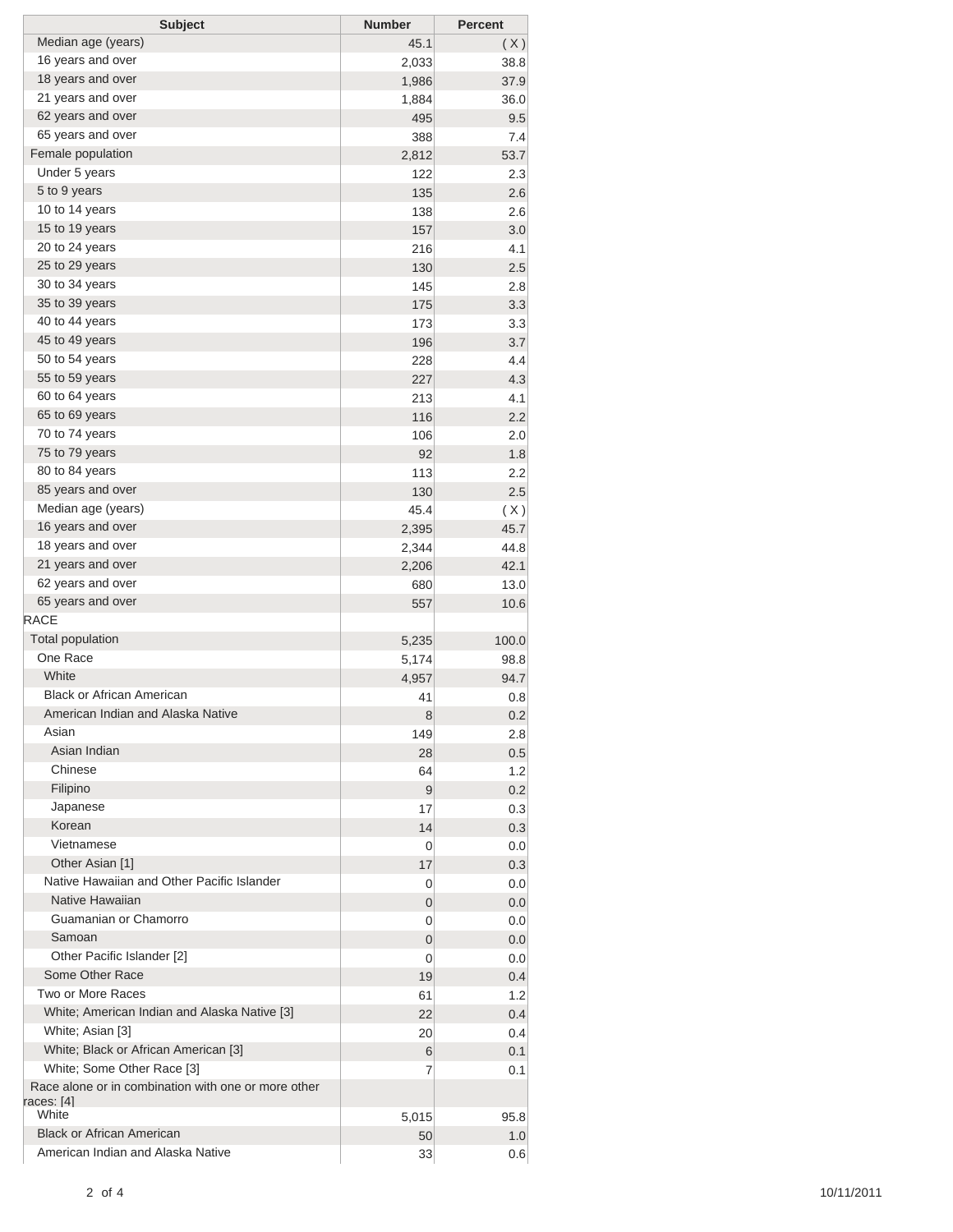| Subject | Number | Percent |
|---|---|---|
| Median age (years) | 45.1 | ( X ) |
| 16 years and over | 2,033 | 38.8 |
| 18 years and over | 1,986 | 37.9 |
| 21 years and over | 1,884 | 36.0 |
| 62 years and over | 495 | 9.5 |
| 65 years and over | 388 | 7.4 |
| Female population | 2,812 | 53.7 |
| Under 5 years | 122 | 2.3 |
| 5 to 9 years | 135 | 2.6 |
| 10 to 14 years | 138 | 2.6 |
| 15 to 19 years | 157 | 3.0 |
| 20 to 24 years | 216 | 4.1 |
| 25 to 29 years | 130 | 2.5 |
| 30 to 34 years | 145 | 2.8 |
| 35 to 39 years | 175 | 3.3 |
| 40 to 44 years | 173 | 3.3 |
| 45 to 49 years | 196 | 3.7 |
| 50 to 54 years | 228 | 4.4 |
| 55 to 59 years | 227 | 4.3 |
| 60 to 64 years | 213 | 4.1 |
| 65 to 69 years | 116 | 2.2 |
| 70 to 74 years | 106 | 2.0 |
| 75 to 79 years | 92 | 1.8 |
| 80 to 84 years | 113 | 2.2 |
| 85 years and over | 130 | 2.5 |
| Median age (years) | 45.4 | ( X ) |
| 16 years and over | 2,395 | 45.7 |
| 18 years and over | 2,344 | 44.8 |
| 21 years and over | 2,206 | 42.1 |
| 62 years and over | 680 | 13.0 |
| 65 years and over | 557 | 10.6 |
| RACE | | |
| Total population | 5,235 | 100.0 |
| One Race | 5,174 | 98.8 |
| White | 4,957 | 94.7 |
| Black or African American | 41 | 0.8 |
| American Indian and Alaska Native | 8 | 0.2 |
| Asian | 149 | 2.8 |
| Asian Indian | 28 | 0.5 |
| Chinese | 64 | 1.2 |
| Filipino | 9 | 0.2 |
| Japanese | 17 | 0.3 |
| Korean | 14 | 0.3 |
| Vietnamese | 0 | 0.0 |
| Other Asian [1] | 17 | 0.3 |
| Native Hawaiian and Other Pacific Islander | 0 | 0.0 |
| Native Hawaiian | 0 | 0.0 |
| Guamanian or Chamorro | 0 | 0.0 |
| Samoan | 0 | 0.0 |
| Other Pacific Islander [2] | 0 | 0.0 |
| Some Other Race | 19 | 0.4 |
| Two or More Races | 61 | 1.2 |
| White; American Indian and Alaska Native [3] | 22 | 0.4 |
| White; Asian [3] | 20 | 0.4 |
| White; Black or African American [3] | 6 | 0.1 |
| White; Some Other Race [3] | 7 | 0.1 |
| Race alone or in combination with one or more other races: [4] | | |
| White | 5,015 | 95.8 |
| Black or African American | 50 | 1.0 |
| American Indian and Alaska Native | 33 | 0.6 |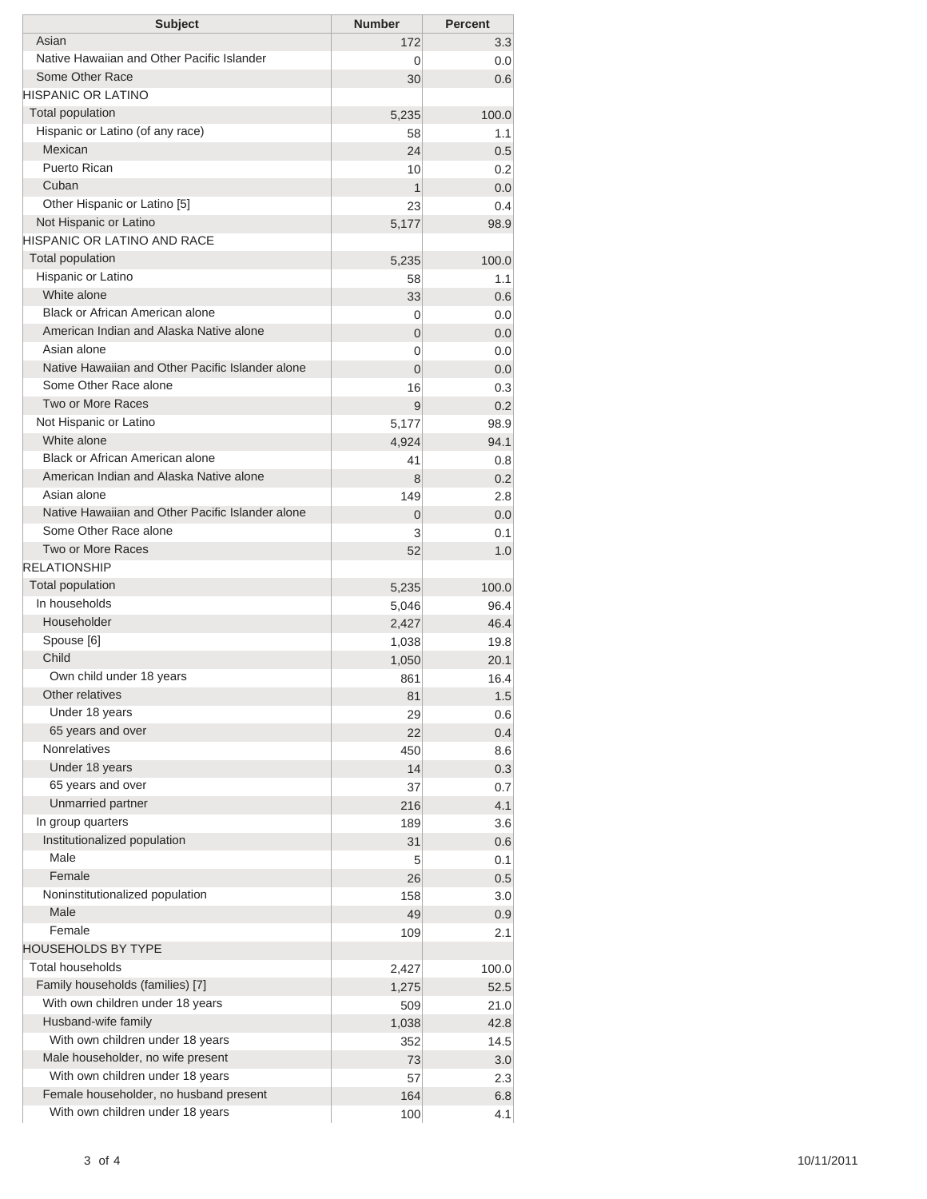| Subject | Number | Percent |
|---|---|---|
| Asian | 172 | 3.3 |
| Native Hawaiian and Other Pacific Islander | 0 | 0.0 |
| Some Other Race | 30 | 0.6 |
| HISPANIC OR LATINO | | |
| Total population | 5,235 | 100.0 |
| Hispanic or Latino (of any race) | 58 | 1.1 |
| Mexican | 24 | 0.5 |
| Puerto Rican | 10 | 0.2 |
| Cuban | 1 | 0.0 |
| Other Hispanic or Latino [5] | 23 | 0.4 |
| Not Hispanic or Latino | 5,177 | 98.9 |
| HISPANIC OR LATINO AND RACE | | |
| Total population | 5,235 | 100.0 |
| Hispanic or Latino | 58 | 1.1 |
| White alone | 33 | 0.6 |
| Black or African American alone | 0 | 0.0 |
| American Indian and Alaska Native alone | 0 | 0.0 |
| Asian alone | 0 | 0.0 |
| Native Hawaiian and Other Pacific Islander alone | 0 | 0.0 |
| Some Other Race alone | 16 | 0.3 |
| Two or More Races | 9 | 0.2 |
| Not Hispanic or Latino | 5,177 | 98.9 |
| White alone | 4,924 | 94.1 |
| Black or African American alone | 41 | 0.8 |
| American Indian and Alaska Native alone | 8 | 0.2 |
| Asian alone | 149 | 2.8 |
| Native Hawaiian and Other Pacific Islander alone | 0 | 0.0 |
| Some Other Race alone | 3 | 0.1 |
| Two or More Races | 52 | 1.0 |
| RELATIONSHIP | | |
| Total population | 5,235 | 100.0 |
| In households | 5,046 | 96.4 |
| Householder | 2,427 | 46.4 |
| Spouse [6] | 1,038 | 19.8 |
| Child | 1,050 | 20.1 |
| Own child under 18 years | 861 | 16.4 |
| Other relatives | 81 | 1.5 |
| Under 18 years | 29 | 0.6 |
| 65 years and over | 22 | 0.4 |
| Nonrelatives | 450 | 8.6 |
| Under 18 years | 14 | 0.3 |
| 65 years and over | 37 | 0.7 |
| Unmarried partner | 216 | 4.1 |
| In group quarters | 189 | 3.6 |
| Institutionalized population | 31 | 0.6 |
| Male | 5 | 0.1 |
| Female | 26 | 0.5 |
| Noninstitutionalized population | 158 | 3.0 |
| Male | 49 | 0.9 |
| Female | 109 | 2.1 |
| HOUSEHOLDS BY TYPE | | |
| Total households | 2,427 | 100.0 |
| Family households (families) [7] | 1,275 | 52.5 |
| With own children under 18 years | 509 | 21.0 |
| Husband-wife family | 1,038 | 42.8 |
| With own children under 18 years | 352 | 14.5 |
| Male householder, no wife present | 73 | 3.0 |
| With own children under 18 years | 57 | 2.3 |
| Female householder, no husband present | 164 | 6.8 |
| With own children under 18 years | 100 | 4.1 |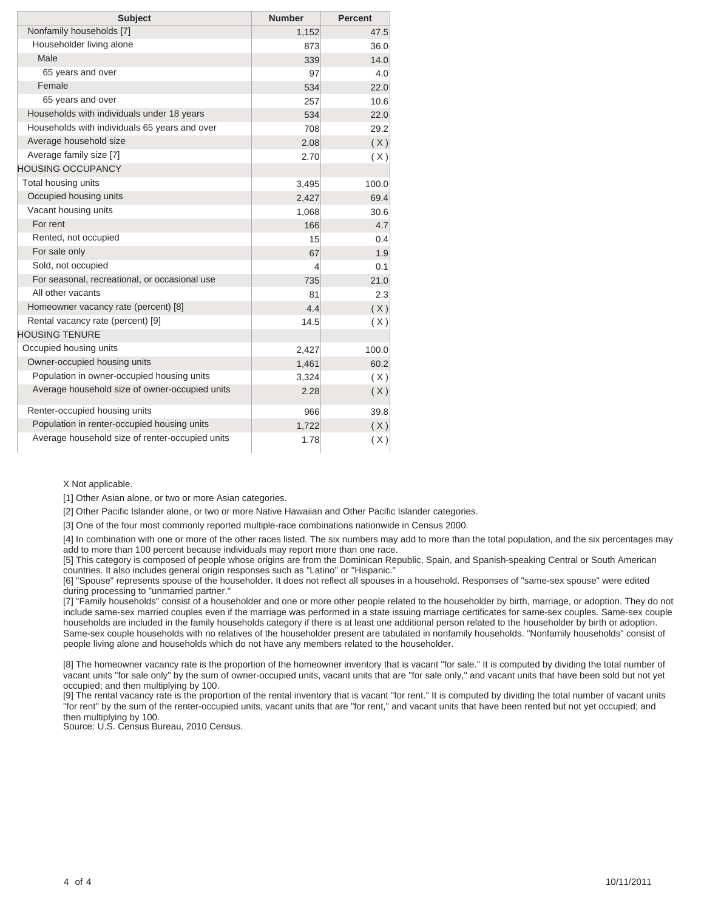| Subject | Number | Percent |
|---|---|---|
| Nonfamily households [7] | 1,152 | 47.5 |
| Householder living alone | 873 | 36.0 |
| Male | 339 | 14.0 |
| 65 years and over | 97 | 4.0 |
| Female | 534 | 22.0 |
| 65 years and over | 257 | 10.6 |
| Households with individuals under 18 years | 534 | 22.0 |
| Households with individuals 65 years and over | 708 | 29.2 |
| Average household size | 2.08 | ( X ) |
| Average family size [7] | 2.70 | ( X ) |
| HOUSING OCCUPANCY | | |
| Total housing units | 3,495 | 100.0 |
| Occupied housing units | 2,427 | 69.4 |
| Vacant housing units | 1,068 | 30.6 |
| For rent | 166 | 4.7 |
| Rented, not occupied | 15 | 0.4 |
| For sale only | 67 | 1.9 |
| Sold, not occupied | 4 | 0.1 |
| For seasonal, recreational, or occasional use | 735 | 21.0 |
| All other vacants | 81 | 2.3 |
| Homeowner vacancy rate (percent) [8] | 4.4 | ( X ) |
| Rental vacancy rate (percent) [9] | 14.5 | ( X ) |
| HOUSING TENURE | | |
| Occupied housing units | 2,427 | 100.0 |
| Owner-occupied housing units | 1,461 | 60.2 |
| Population in owner-occupied housing units | 3,324 | ( X ) |
| Average household size of owner-occupied units | 2.28 | ( X ) |
| Renter-occupied housing units | 966 | 39.8 |
| Population in renter-occupied housing units | 1,722 | ( X ) |
| Average household size of renter-occupied units | 1.78 | ( X ) |

X Not applicable.

[1] Other Asian alone, or two or more Asian categories.

[2] Other Pacific Islander alone, or two or more Native Hawaiian and Other Pacific Islander categories.

[3] One of the four most commonly reported multiple-race combinations nationwide in Census 2000.

[4] In combination with one or more of the other races listed. The six numbers may add to more than the total population, and the six percentages may add to more than 100 percent because individuals may report more than one race.

[5] This category is composed of people whose origins are from the Dominican Republic, Spain, and Spanish-speaking Central or South American countries. It also includes general origin responses such as "Latino" or "Hispanic."

[6] "Spouse" represents spouse of the householder. It does not reflect all spouses in a household. Responses of "same-sex spouse" were edited during processing to "unmarried partner."

[7] "Family households" consist of a householder and one or more other people related to the householder by birth, marriage, or adoption. They do not include same-sex married couples even if the marriage was performed in a state issuing marriage certificates for same-sex couples. Same-sex couple households are included in the family households category if there is at least one additional person related to the householder by birth or adoption. Same-sex couple households with no relatives of the householder present are tabulated in nonfamily households. "Nonfamily households" consist of people living alone and households which do not have any members related to the householder.

[8] The homeowner vacancy rate is the proportion of the homeowner inventory that is vacant "for sale." It is computed by dividing the total number of vacant units "for sale only" by the sum of owner-occupied units, vacant units that are "for sale only," and vacant units that have been sold but not yet occupied; and then multiplying by 100.

[9] The rental vacancy rate is the proportion of the rental inventory that is vacant "for rent." It is computed by dividing the total number of vacant units "for rent" by the sum of the renter-occupied units, vacant units that are "for rent," and vacant units that have been rented but not yet occupied; and then multiplying by 100.

Source: U.S. Census Bureau, 2010 Census.